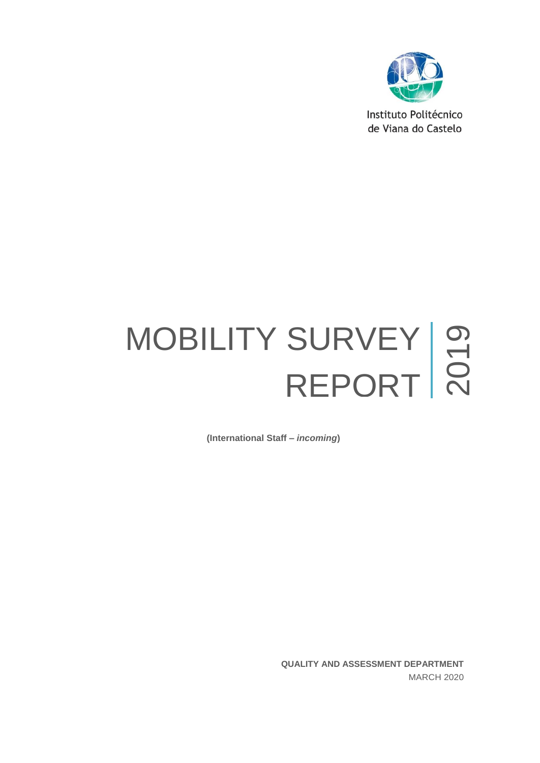Instituto Politécnico
de Viana do Castelo

# MOBILITY SURVEY REPORT 2019

**(International Staff – *incoming*)**

**QUALITY AND ASSESSMENT DEPARTMENT**

MARCH 2020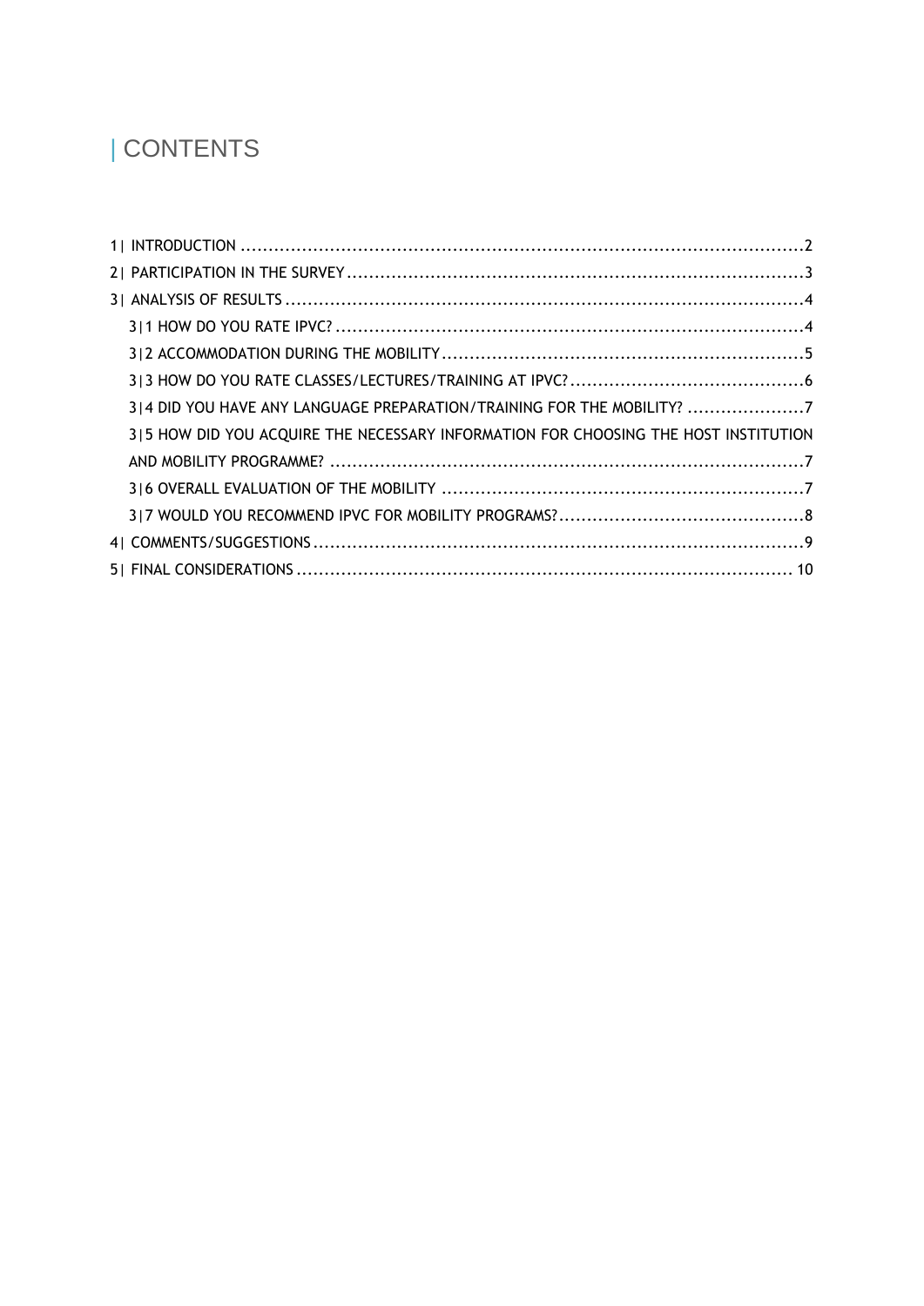# | CONTENTS

1| INTRODUCTION ....................................................................................................2

2| PARTICIPATION IN THE SURVEY ..................................................................................3

3| ANALYSIS OF RESULTS ...........................................................................................4

3|1 HOW DO YOU RATE IPVC? ...................................................................................4

3|2 ACCOMMODATION DURING THE MOBILITY ................................................................5

3|3 HOW DO YOU RATE CLASSES/LECTURES/TRAINING AT IPVC? ..........................................6

3|4 DID YOU HAVE ANY LANGUAGE PREPARATION/TRAINING FOR THE MOBILITY? .....................7

3|5 HOW DID YOU ACQUIRE THE NECESSARY INFORMATION FOR CHOOSING THE HOST INSTITUTION AND MOBILITY PROGRAMME? ....................................................................................7

3|6 OVERALL EVALUATION OF THE MOBILITY ................................................................7

3|7 WOULD YOU RECOMMEND IPVC FOR MOBILITY PROGRAMS? ............................................8

4| COMMENTS/SUGGESTIONS .......................................................................................9

5| FINAL CONSIDERATIONS ........................................................................................ 10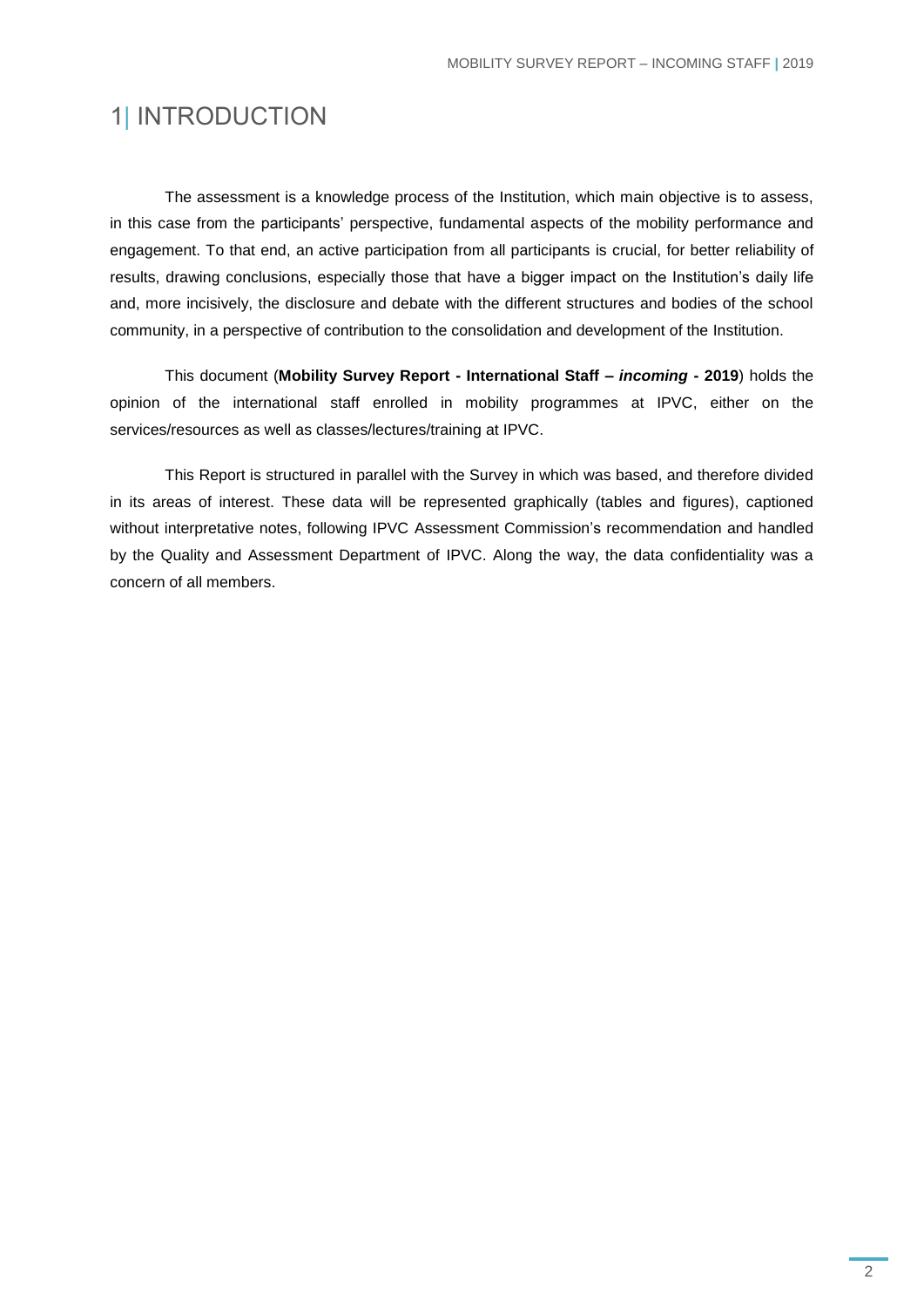# 1| INTRODUCTION

The assessment is a knowledge process of the Institution, which main objective is to assess, in this case from the participants' perspective, fundamental aspects of the mobility performance and engagement. To that end, an active participation from all participants is crucial, for better reliability of results, drawing conclusions, especially those that have a bigger impact on the Institution's daily life and, more incisively, the disclosure and debate with the different structures and bodies of the school community, in a perspective of contribution to the consolidation and development of the Institution.

This document (**Mobility Survey Report - International Staff – *incoming* - 2019**) holds the opinion of the international staff enrolled in mobility programmes at IPVC, either on the services/resources as well as classes/lectures/training at IPVC.

This Report is structured in parallel with the Survey in which was based, and therefore divided in its areas of interest. These data will be represented graphically (tables and figures), captioned without interpretative notes, following IPVC Assessment Commission's recommendation and handled by the Quality and Assessment Department of IPVC. Along the way, the data confidentiality was a concern of all members.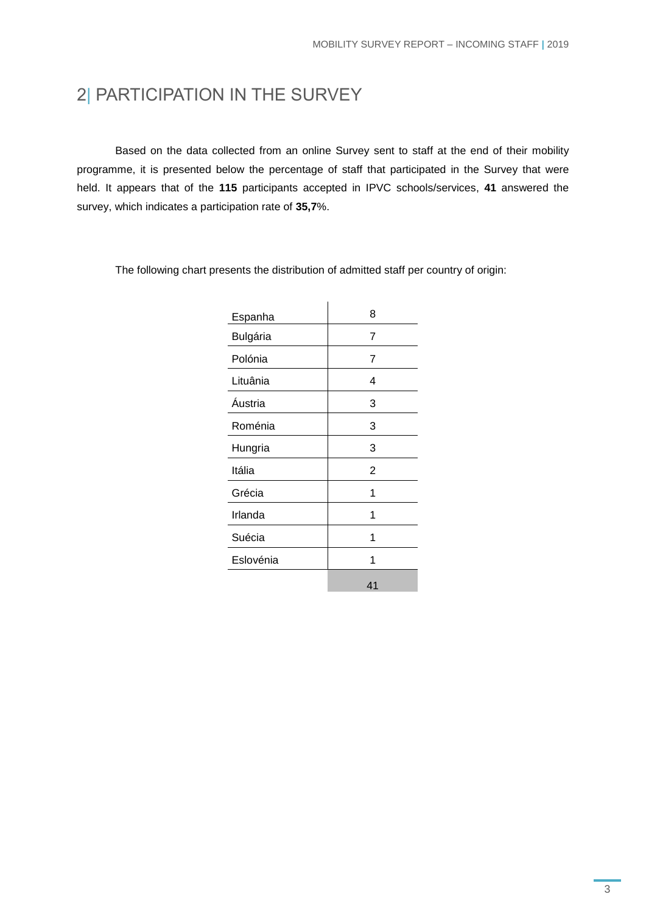## 2| PARTICIPATION IN THE SURVEY

Based on the data collected from an online Survey sent to staff at the end of their mobility programme, it is presented below the percentage of staff that participated in the Survey that were held. It appears that of the **115** participants accepted in IPVC schools/services, **41** answered the survey, which indicates a participation rate of **35,7**%.

The following chart presents the distribution of admitted staff per country of origin:

| | |
|---|---|
| Espanha | 8 |
| Bulgária | 7 |
| Polónia | 7 |
| Lituânia | 4 |
| Áustria | 3 |
| Roménia | 3 |
| Hungria | 3 |
| Itália | 2 |
| Grécia | 1 |
| Irlanda | 1 |
| Suécia | 1 |
| Eslovénia | 1 |
| | 41 |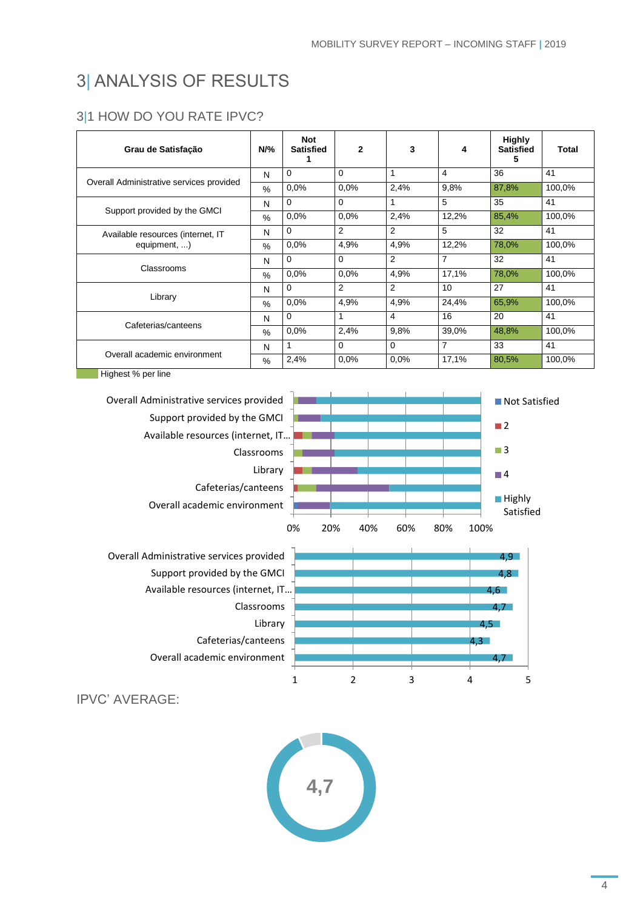# 3| ANALYSIS OF RESULTS

## 3|1 HOW DO YOU RATE IPVC?

| Grau de Satisfação | N/% | Not Satisfied 1 | 2 | 3 | 4 | Highly Satisfied 5 | Total |
|---|---|---|---|---|---|---|---|
| Overall Administrative services provided | N | 0 | 0 | 1 | 4 | 36 | 41 |
| | % | 0,0% | 0,0% | 2,4% | 9,8% | 87,8% | 100,0% |
| Support provided by the GMCI | N | 0 | 0 | 1 | 5 | 35 | 41 |
| | % | 0,0% | 0,0% | 2,4% | 12,2% | 85,4% | 100,0% |
| Available resources (internet, IT equipment, ...) | N | 0 | 2 | 2 | 5 | 32 | 41 |
| | % | 0,0% | 4,9% | 4,9% | 12,2% | 78,0% | 100,0% |
| Classrooms | N | 0 | 0 | 2 | 7 | 32 | 41 |
| | % | 0,0% | 0,0% | 4,9% | 17,1% | 78,0% | 100,0% |
| Library | N | 0 | 2 | 2 | 10 | 27 | 41 |
| | % | 0,0% | 4,9% | 4,9% | 24,4% | 65,9% | 100,0% |
| Cafeterias/canteens | N | 0 | 1 | 4 | 16 | 20 | 41 |
| | % | 0,0% | 2,4% | 9,8% | 39,0% | 48,8% | 100,0% |
| Overall academic environment | N | 1 | 0 | 0 | 7 | 33 | 41 |
| | % | 2,4% | 0,0% | 0,0% | 17,1% | 80,5% | 100,0% |

Highest % per line

| Item | Average |
|---|---|
| Overall Administrative services provided | 4,9 |
| Support provided by the GMCI | 4,8 |
| Available resources (internet, IT... | 4,6 |
| Classrooms | 4,7 |
| Library | 4,5 |
| Cafeterias/canteens | 4,3 |
| Overall academic environment | 4,7 |

IPVC' AVERAGE:

4,7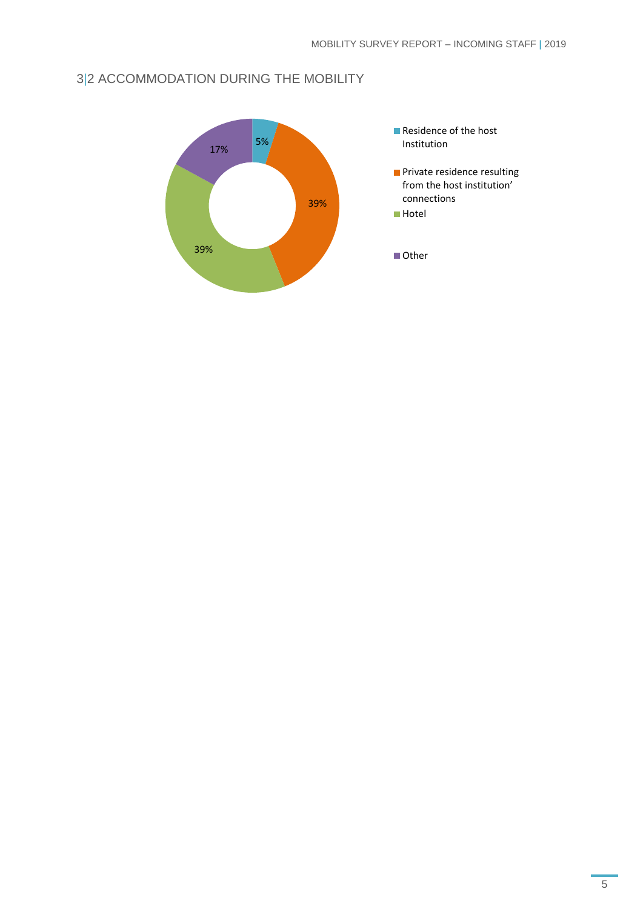## 3|2 ACCOMMODATION DURING THE MOBILITY

| Accommodation | % |
| --- | --- |
| Residence of the host Institution | 5% |
| Private residence resulting from the host institution' connections | 39% |
| Hotel | 39% |
| Other | 17% |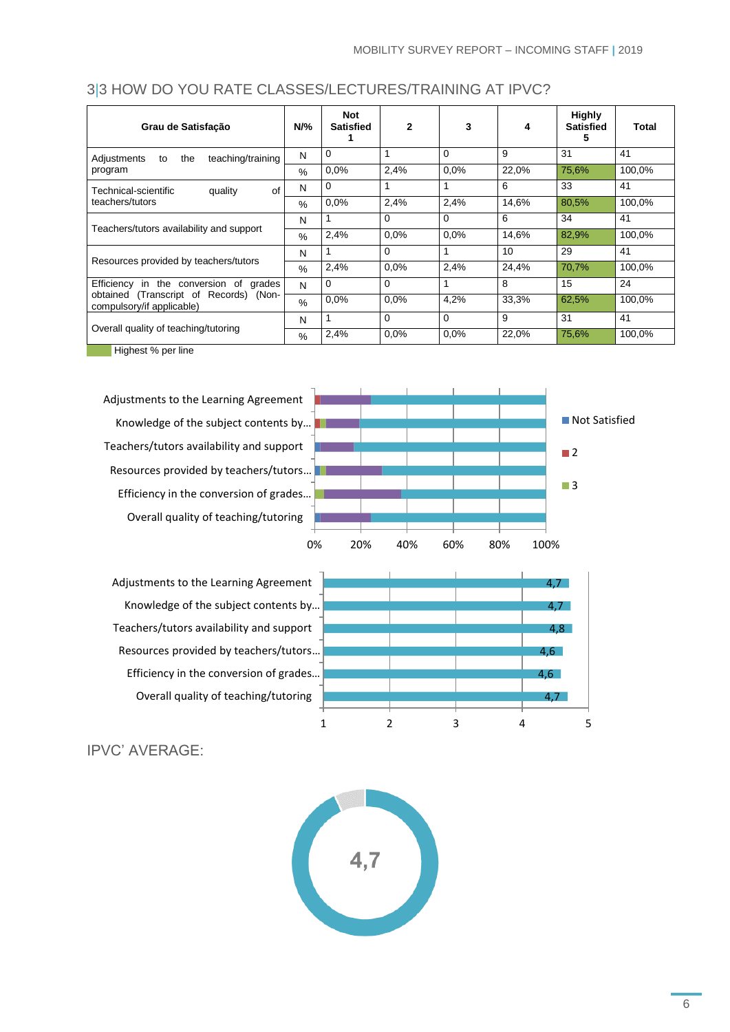## 3|3 HOW DO YOU RATE CLASSES/LECTURES/TRAINING AT IPVC?

| Grau de Satisfação | N/% | Not Satisfied 1 | 2 | 3 | 4 | Highly Satisfied 5 | Total |
|---|---|---|---|---|---|---|---|
| Adjustments to the teaching/training program | N | 0 | 1 | 0 | 9 | 31 | 41 |
| | % | 0,0% | 2,4% | 0,0% | 22,0% | 75,6% | 100,0% |
| Technical-scientific quality of teachers/tutors | N | 0 | 1 | 1 | 6 | 33 | 41 |
| | % | 0,0% | 2,4% | 2,4% | 14,6% | 80,5% | 100,0% |
| Teachers/tutors availability and support | N | 1 | 0 | 0 | 6 | 34 | 41 |
| | % | 2,4% | 0,0% | 0,0% | 14,6% | 82,9% | 100,0% |
| Resources provided by teachers/tutors | N | 1 | 0 | 1 | 10 | 29 | 41 |
| | % | 2,4% | 0,0% | 2,4% | 24,4% | 70,7% | 100,0% |
| Efficiency in the conversion of grades obtained (Transcript of Records) (Non-compulsory/if applicable) | N | 0 | 0 | 1 | 8 | 15 | 24 |
| | % | 0,0% | 0,0% | 4,2% | 33,3% | 62,5% | 100,0% |
| Overall quality of teaching/tutoring | N | 1 | 0 | 0 | 9 | 31 | 41 |
| | % | 2,4% | 0,0% | 0,0% | 22,0% | 75,6% | 100,0% |

Highest % per line

IPVC' AVERAGE: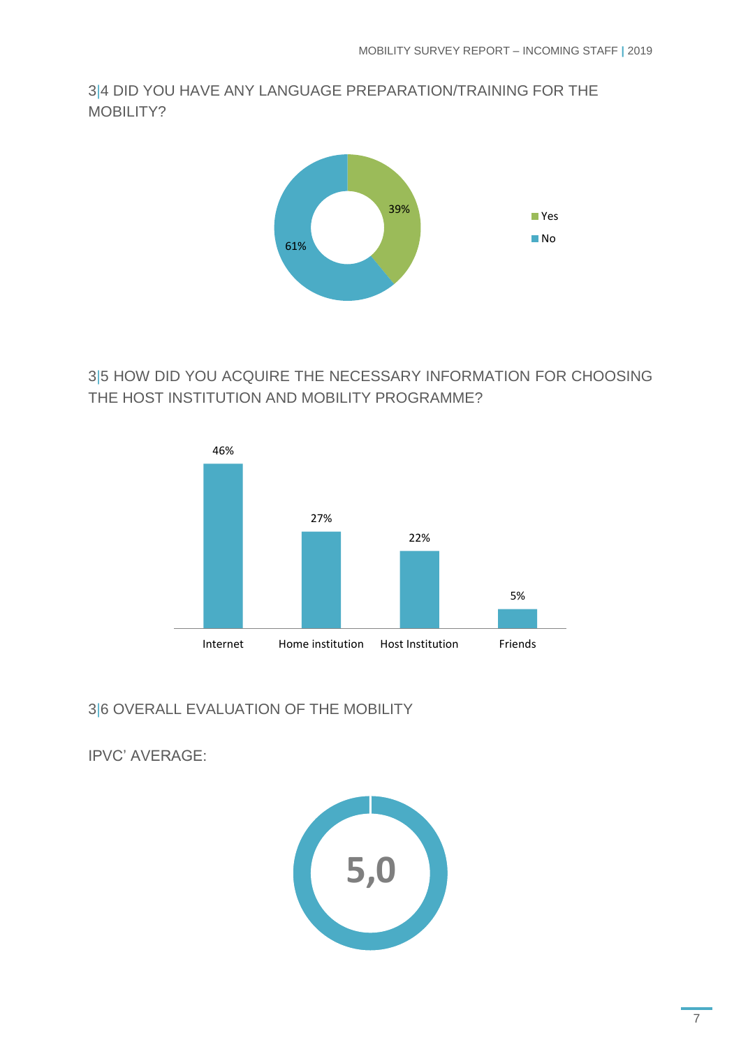## 3|4 DID YOU HAVE ANY LANGUAGE PREPARATION/TRAINING FOR THE MOBILITY?

| Answer | % |
|---|---|
| Yes | 39% |
| No | 61% |

## 3|5 HOW DID YOU ACQUIRE THE NECESSARY INFORMATION FOR CHOOSING THE HOST INSTITUTION AND MOBILITY PROGRAMME?

| Source | % |
|---|---|
| Internet | 46% |
| Home institution | 27% |
| Host Institution | 22% |
| Friends | 5% |

## 3|6 OVERALL EVALUATION OF THE MOBILITY

IPVC' AVERAGE:

5,0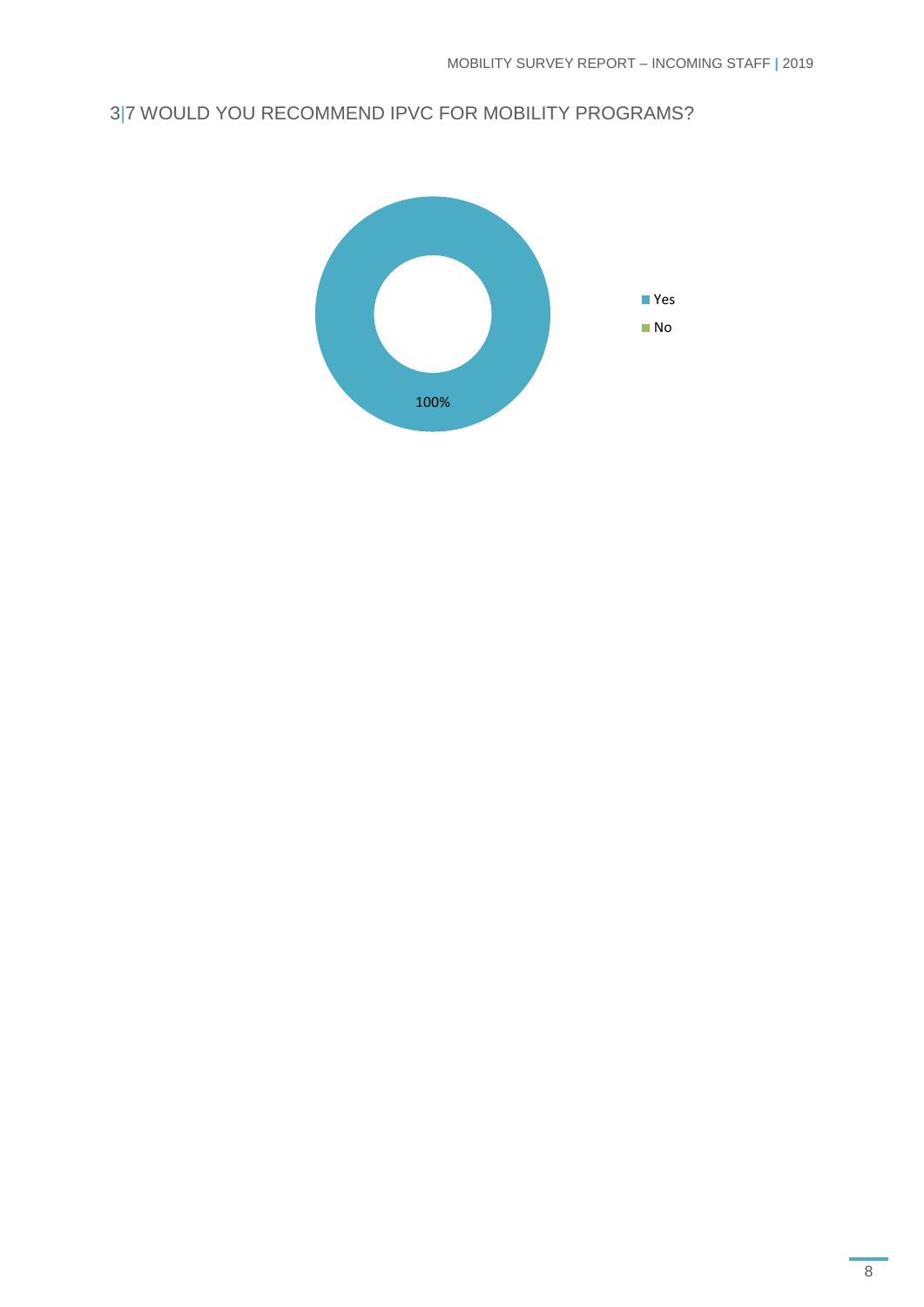## 3|7 WOULD YOU RECOMMEND IPVC FOR MOBILITY PROGRAMS?

- Yes: 100%
- No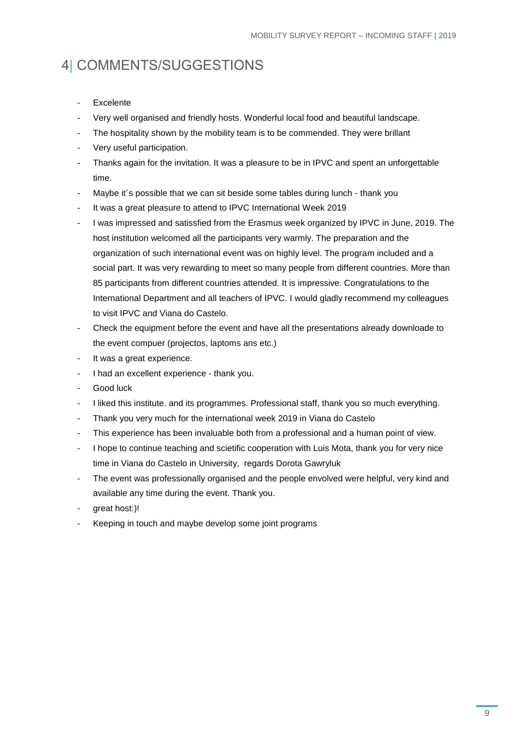# 4| COMMENTS/SUGGESTIONS

- Excelente
- Very well organised and friendly hosts. Wonderful local food and beautiful landscape.
- The hospitality shown by the mobility team is to be commended. They were brillant
- Very useful participation.
- Thanks again for the invitation. It was a pleasure to be in IPVC and spent an unforgettable time.
- Maybe it´s possible that we can sit beside some tables during lunch - thank you
- It was a great pleasure to attend to IPVC International Week 2019
- I was impressed and satissfied from the Erasmus week organized by IPVC in June, 2019. The host institution welcomed all the participants very warmly. The preparation and the organization of such international event was on highly level. The program included and a social part. It was very rewarding to meet so many people from different countries. More than 85 participants from different countries attended. It is impressive. Congratulations to the International Department and all teachers of IPVC. I would gladly recommend my colleagues to visit IPVC and Viana do Castelo.
- Check the equipment before the event and have all the presentations already downloade to the event compuer (projectos, laptoms ans etc.)
- It was a great experience.
- I had an excellent experience - thank you.
- Good luck
- I liked this institute. and its programmes. Professional staff, thank you so much everything.
- Thank you very much for the international week 2019 in Viana do Castelo
- This experience has been invaluable both from a professional and a human point of view.
- I hope to continue teaching and scietific cooperation with Luis Mota, thank you for very nice time in Viana do Castelo in University, regards Dorota Gawryluk
- The event was professionally organised and the people envolved were helpful, very kind and available any time during the event. Thank you.
- great host:)!
- Keeping in touch and maybe develop some joint programs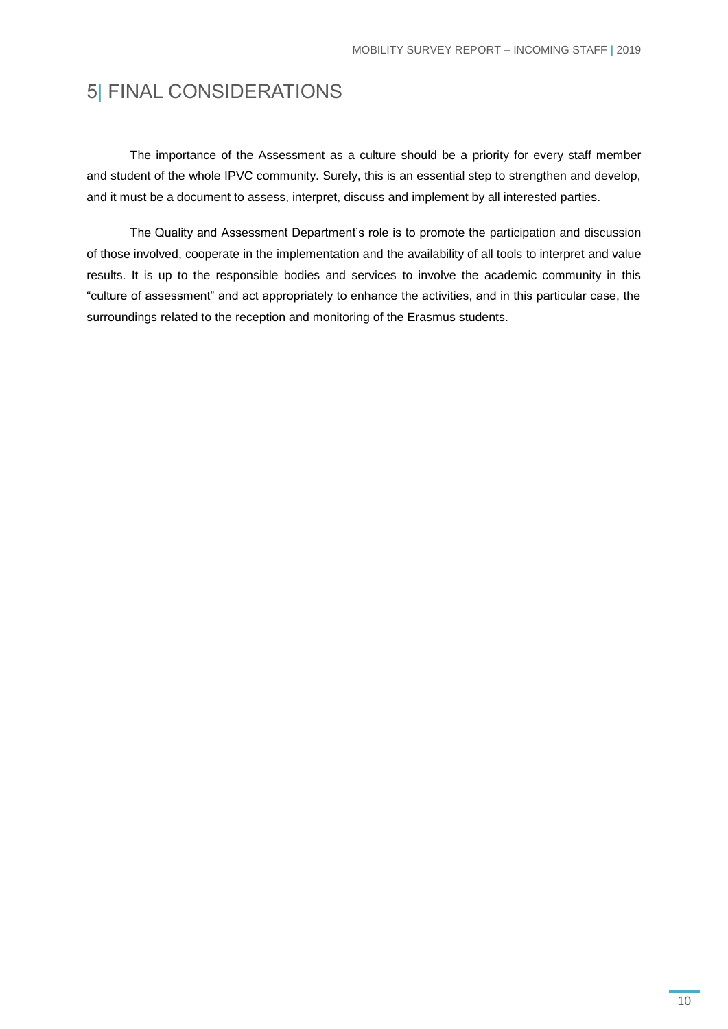# 5| FINAL CONSIDERATIONS

The importance of the Assessment as a culture should be a priority for every staff member and student of the whole IPVC community. Surely, this is an essential step to strengthen and develop, and it must be a document to assess, interpret, discuss and implement by all interested parties.

The Quality and Assessment Department's role is to promote the participation and discussion of those involved, cooperate in the implementation and the availability of all tools to interpret and value results. It is up to the responsible bodies and services to involve the academic community in this "culture of assessment" and act appropriately to enhance the activities, and in this particular case, the surroundings related to the reception and monitoring of the Erasmus students.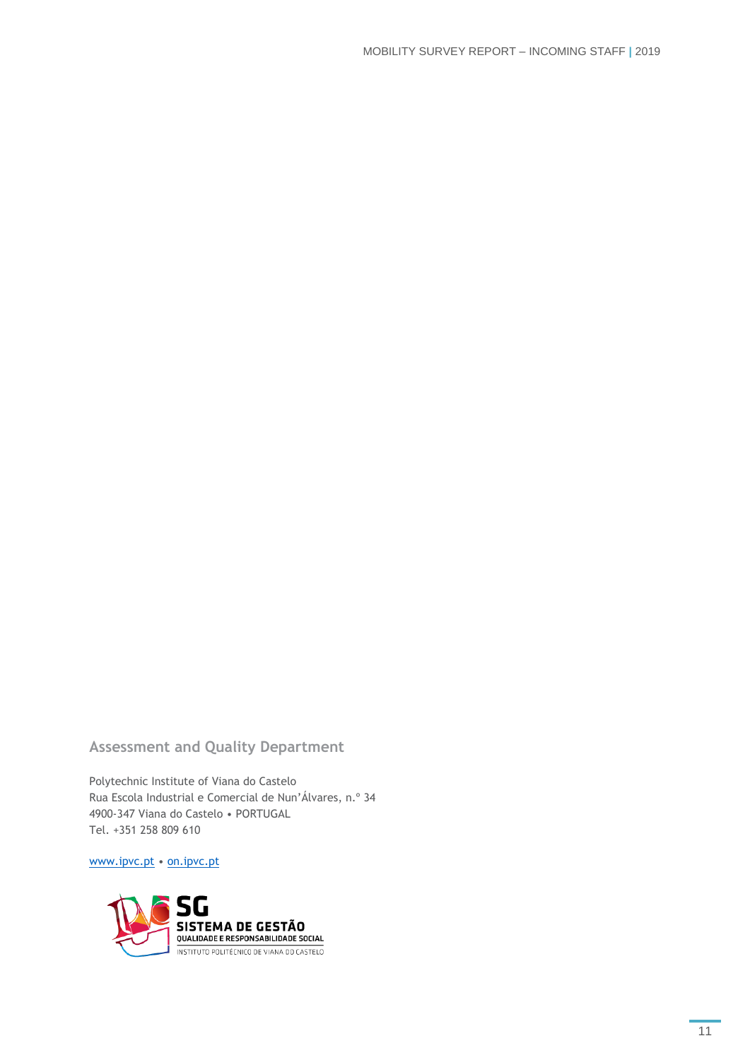## Assessment and Quality Department

Polytechnic Institute of Viana do Castelo
Rua Escola Industrial e Comercial de Nun'Álvares, n.º 34
4900-347 Viana do Castelo • PORTUGAL
Tel. +351 258 809 610

www.ipvc.pt • on.ipvc.pt

SG
SISTEMA DE GESTÃO
QUALIDADE E RESPONSABILIDADE SOCIAL
INSTITUTO POLITÉCNICO DE VIANA DO CASTELO